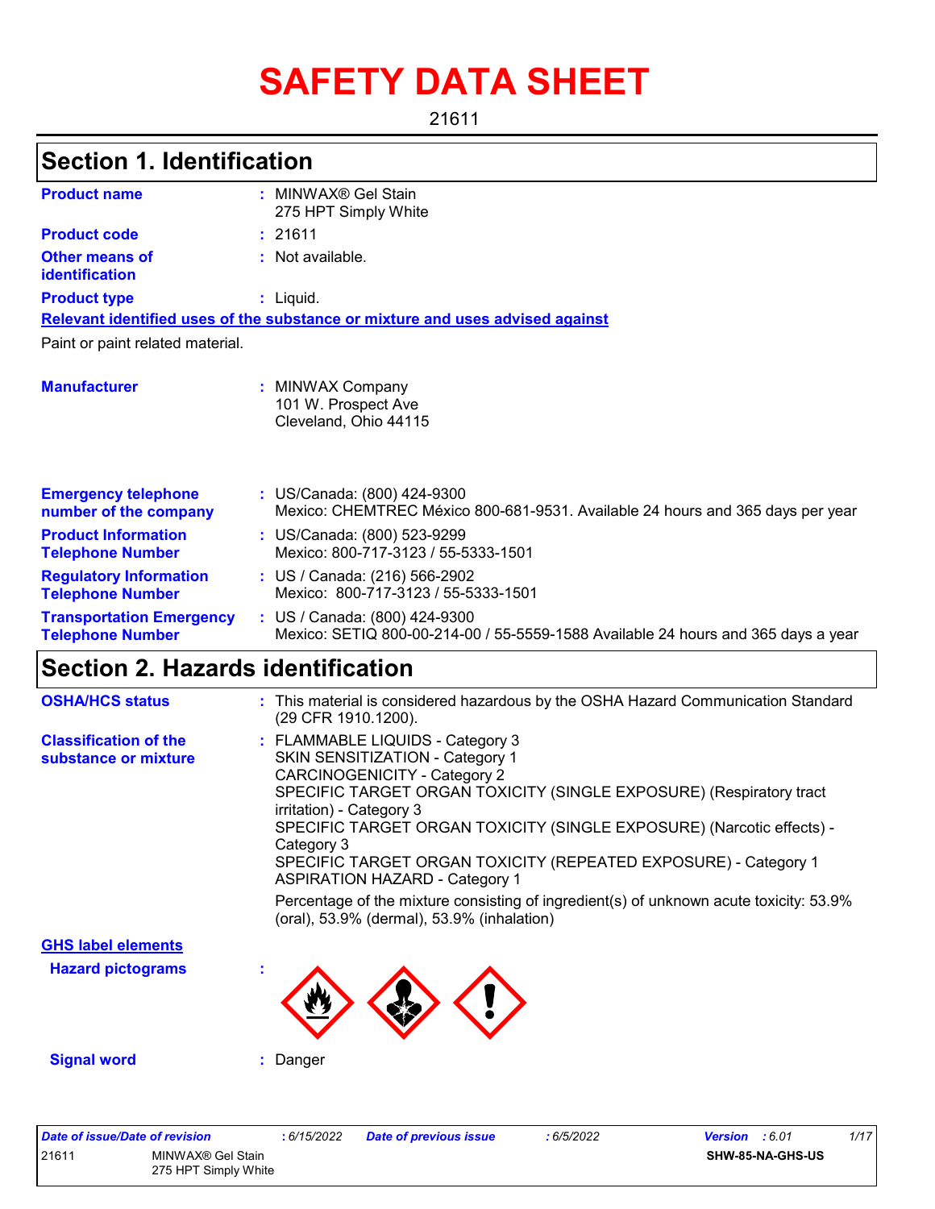# SAFETY DATA SHEET

21611

## Section 1. Identification

| | |
|---|---|
| **Product name** | : MINWAX® Gel Stain 275 HPT Simply White |
| **Product code** | : 21611 |
| **Other means of identification** | : Not available. |
| **Product type** | : Liquid. |

**Relevant identified uses of the substance or mixture and uses advised against**

Paint or paint related material.

| | |
|---|---|
| **Manufacturer** | : MINWAX Company<br>101 W. Prospect Ave<br>Cleveland, Ohio 44115 |
| **Emergency telephone number of the company** | : US/Canada: (800) 424-9300<br>Mexico: CHEMTREC México 800-681-9531. Available 24 hours and 365 days per year |
| **Product Information Telephone Number** | : US/Canada: (800) 523-9299<br>Mexico: 800-717-3123 / 55-5333-1501 |
| **Regulatory Information Telephone Number** | : US / Canada: (216) 566-2902<br>Mexico: 800-717-3123 / 55-5333-1501 |
| **Transportation Emergency Telephone Number** | : US / Canada: (800) 424-9300<br>Mexico: SETIQ 800-00-214-00 / 55-5559-1588 Available 24 hours and 365 days a year |

## Section 2. Hazards identification

| | |
|---|---|
| **OSHA/HCS status** | : This material is considered hazardous by the OSHA Hazard Communication Standard (29 CFR 1910.1200). |
| **Classification of the substance or mixture** | : FLAMMABLE LIQUIDS - Category 3<br>SKIN SENSITIZATION - Category 1<br>CARCINOGENICITY - Category 2<br>SPECIFIC TARGET ORGAN TOXICITY (SINGLE EXPOSURE) (Respiratory tract irritation) - Category 3<br>SPECIFIC TARGET ORGAN TOXICITY (SINGLE EXPOSURE) (Narcotic effects) - Category 3<br>SPECIFIC TARGET ORGAN TOXICITY (REPEATED EXPOSURE) - Category 1<br>ASPIRATION HAZARD - Category 1<br><br>Percentage of the mixture consisting of ingredient(s) of unknown acute toxicity: 53.9% (oral), 53.9% (dermal), 53.9% (inhalation) |

**GHS label elements**

| | |
|---|---|
| **Hazard pictograms** | : |
| **Signal word** | : Danger |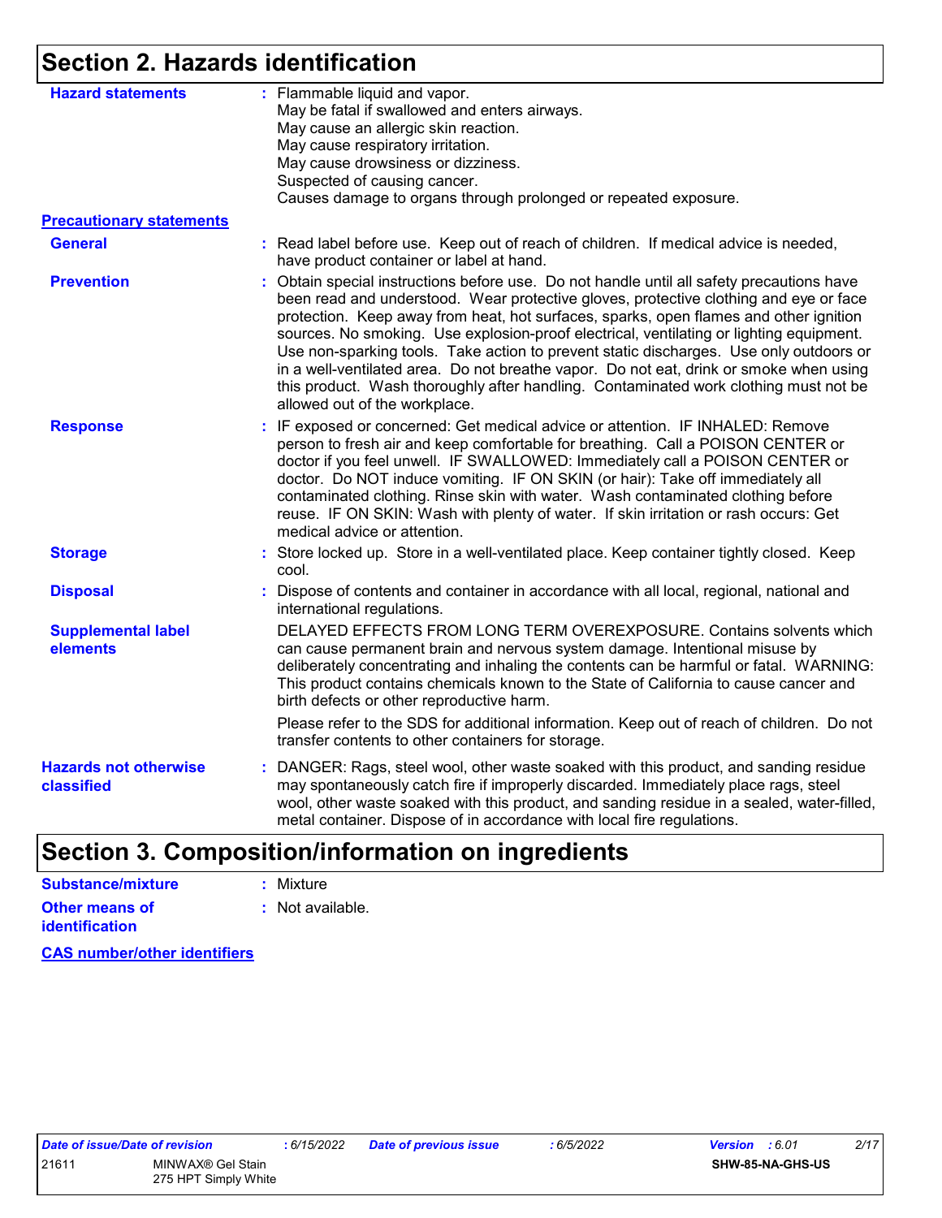## Section 2. Hazards identification

**Hazard statements** : Flammable liquid and vapor.
May be fatal if swallowed and enters airways.
May cause an allergic skin reaction.
May cause respiratory irritation.
May cause drowsiness or dizziness.
Suspected of causing cancer.
Causes damage to organs through prolonged or repeated exposure.

**Precautionary statements**

**General** : Read label before use. Keep out of reach of children. If medical advice is needed, have product container or label at hand.

**Prevention** : Obtain special instructions before use. Do not handle until all safety precautions have been read and understood. Wear protective gloves, protective clothing and eye or face protection. Keep away from heat, hot surfaces, sparks, open flames and other ignition sources. No smoking. Use explosion-proof electrical, ventilating or lighting equipment. Use non-sparking tools. Take action to prevent static discharges. Use only outdoors or in a well-ventilated area. Do not breathe vapor. Do not eat, drink or smoke when using this product. Wash thoroughly after handling. Contaminated work clothing must not be allowed out of the workplace.

**Response** : IF exposed or concerned: Get medical advice or attention. IF INHALED: Remove person to fresh air and keep comfortable for breathing. Call a POISON CENTER or doctor if you feel unwell. IF SWALLOWED: Immediately call a POISON CENTER or doctor. Do NOT induce vomiting. IF ON SKIN (or hair): Take off immediately all contaminated clothing. Rinse skin with water. Wash contaminated clothing before reuse. IF ON SKIN: Wash with plenty of water. If skin irritation or rash occurs: Get medical advice or attention.

**Storage** : Store locked up. Store in a well-ventilated place. Keep container tightly closed. Keep cool.

**Disposal** : Dispose of contents and container in accordance with all local, regional, national and international regulations.

**Supplemental label elements** DELAYED EFFECTS FROM LONG TERM OVEREXPOSURE. Contains solvents which can cause permanent brain and nervous system damage. Intentional misuse by deliberately concentrating and inhaling the contents can be harmful or fatal. WARNING: This product contains chemicals known to the State of California to cause cancer and birth defects or other reproductive harm.

Please refer to the SDS for additional information. Keep out of reach of children. Do not transfer contents to other containers for storage.

**Hazards not otherwise classified** : DANGER: Rags, steel wool, other waste soaked with this product, and sanding residue may spontaneously catch fire if improperly discarded. Immediately place rags, steel wool, other waste soaked with this product, and sanding residue in a sealed, water-filled, metal container. Dispose of in accordance with local fire regulations.

## Section 3. Composition/information on ingredients

**Substance/mixture** : Mixture

**Other means of identification** : Not available.

**CAS number/other identifiers**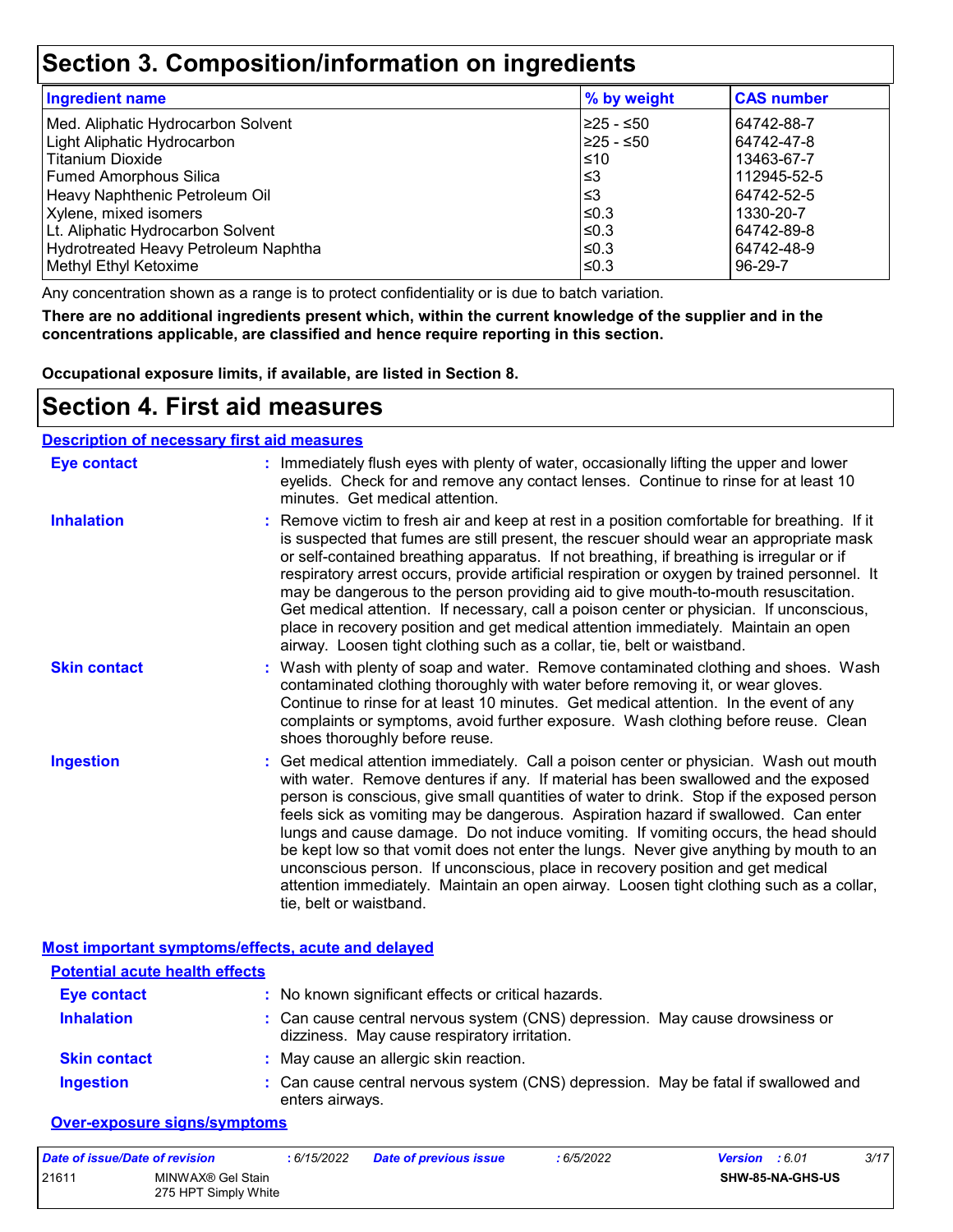# Section 3. Composition/information on ingredients

| Ingredient name | % by weight | CAS number |
| --- | --- | --- |
| Med. Aliphatic Hydrocarbon Solvent | ≥25 - ≤50 | 64742-88-7 |
| Light Aliphatic Hydrocarbon | ≥25 - ≤50 | 64742-47-8 |
| Titanium Dioxide | ≤10 | 13463-67-7 |
| Fumed Amorphous Silica | ≤3 | 112945-52-5 |
| Heavy Naphthenic Petroleum Oil | ≤3 | 64742-52-5 |
| Xylene, mixed isomers | ≤0.3 | 1330-20-7 |
| Lt. Aliphatic Hydrocarbon Solvent | ≤0.3 | 64742-89-8 |
| Hydrotreated Heavy Petroleum Naphtha | ≤0.3 | 64742-48-9 |
| Methyl Ethyl Ketoxime | ≤0.3 | 96-29-7 |

Any concentration shown as a range is to protect confidentiality or is due to batch variation.

**There are no additional ingredients present which, within the current knowledge of the supplier and in the concentrations applicable, are classified and hence require reporting in this section.**

**Occupational exposure limits, if available, are listed in Section 8.**

# Section 4. First aid measures

## Description of necessary first aid measures

**Eye contact** : Immediately flush eyes with plenty of water, occasionally lifting the upper and lower eyelids. Check for and remove any contact lenses. Continue to rinse for at least 10 minutes. Get medical attention.

**Inhalation** : Remove victim to fresh air and keep at rest in a position comfortable for breathing. If it is suspected that fumes are still present, the rescuer should wear an appropriate mask or self-contained breathing apparatus. If not breathing, if breathing is irregular or if respiratory arrest occurs, provide artificial respiration or oxygen by trained personnel. It may be dangerous to the person providing aid to give mouth-to-mouth resuscitation. Get medical attention. If necessary, call a poison center or physician. If unconscious, place in recovery position and get medical attention immediately. Maintain an open airway. Loosen tight clothing such as a collar, tie, belt or waistband.

**Skin contact** : Wash with plenty of soap and water. Remove contaminated clothing and shoes. Wash contaminated clothing thoroughly with water before removing it, or wear gloves. Continue to rinse for at least 10 minutes. Get medical attention. In the event of any complaints or symptoms, avoid further exposure. Wash clothing before reuse. Clean shoes thoroughly before reuse.

**Ingestion** : Get medical attention immediately. Call a poison center or physician. Wash out mouth with water. Remove dentures if any. If material has been swallowed and the exposed person is conscious, give small quantities of water to drink. Stop if the exposed person feels sick as vomiting may be dangerous. Aspiration hazard if swallowed. Can enter lungs and cause damage. Do not induce vomiting. If vomiting occurs, the head should be kept low so that vomit does not enter the lungs. Never give anything by mouth to an unconscious person. If unconscious, place in recovery position and get medical attention immediately. Maintain an open airway. Loosen tight clothing such as a collar, tie, belt or waistband.

## Most important symptoms/effects, acute and delayed

### Potential acute health effects

**Eye contact** : No known significant effects or critical hazards.

**Inhalation** : Can cause central nervous system (CNS) depression. May cause drowsiness or dizziness. May cause respiratory irritation.

**Skin contact** : May cause an allergic skin reaction.

**Ingestion** : Can cause central nervous system (CNS) depression. May be fatal if swallowed and enters airways.

### Over-exposure signs/symptoms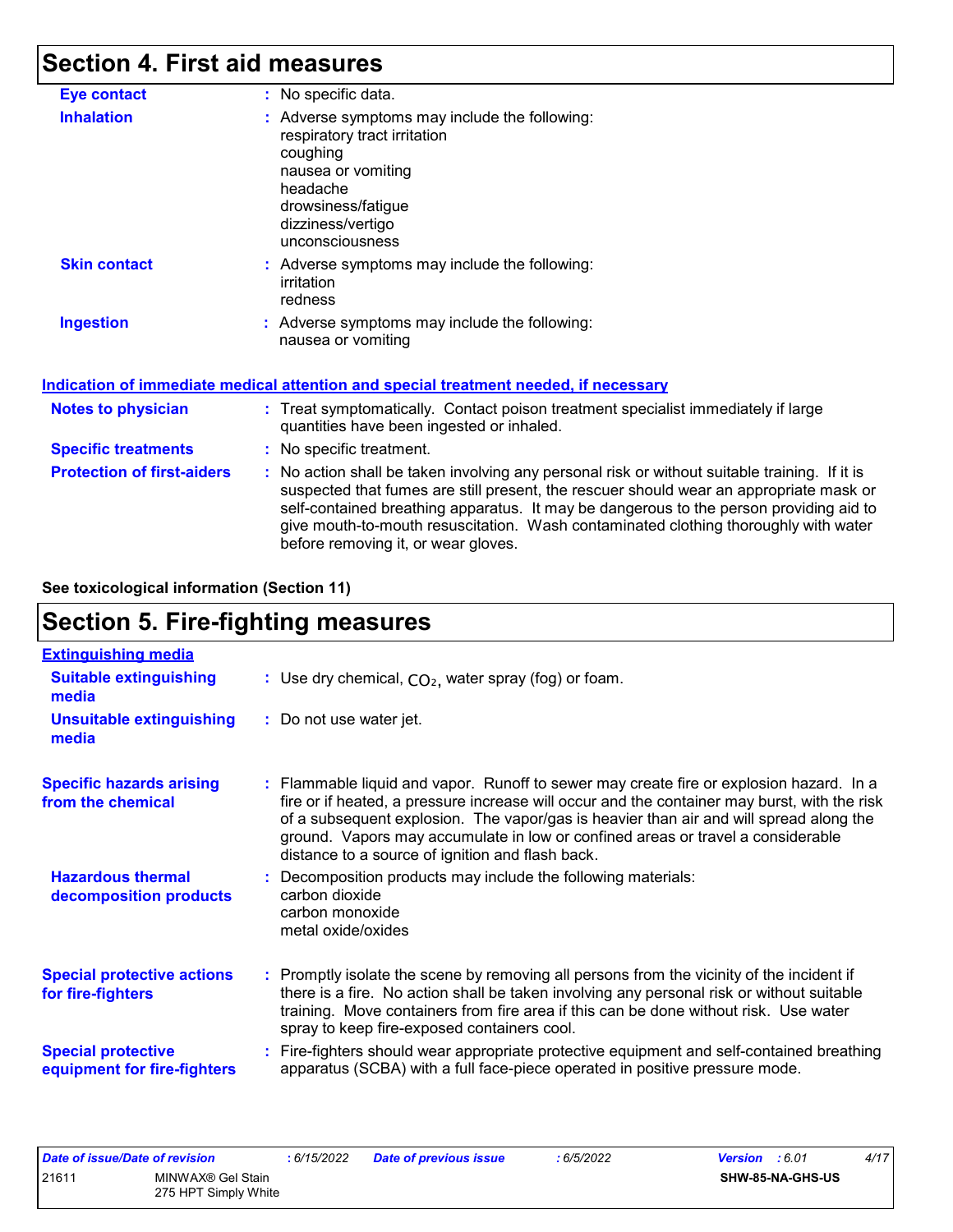# Section 4. First aid measures

**Eye contact** : No specific data.

**Inhalation** : Adverse symptoms may include the following:
respiratory tract irritation
coughing
nausea or vomiting
headache
drowsiness/fatigue
dizziness/vertigo
unconsciousness

**Skin contact** : Adverse symptoms may include the following:
irritation
redness

**Ingestion** : Adverse symptoms may include the following:
nausea or vomiting

**Indication of immediate medical attention and special treatment needed, if necessary**

**Notes to physician** : Treat symptomatically. Contact poison treatment specialist immediately if large quantities have been ingested or inhaled.

**Specific treatments** : No specific treatment.

**Protection of first-aiders** : No action shall be taken involving any personal risk or without suitable training. If it is suspected that fumes are still present, the rescuer should wear an appropriate mask or self-contained breathing apparatus. It may be dangerous to the person providing aid to give mouth-to-mouth resuscitation. Wash contaminated clothing thoroughly with water before removing it, or wear gloves.

**See toxicological information (Section 11)**

# Section 5. Fire-fighting measures

**Extinguishing media**

**Suitable extinguishing media** : Use dry chemical, $CO_2$, water spray (fog) or foam.

**Unsuitable extinguishing media** : Do not use water jet.

**Specific hazards arising from the chemical** : Flammable liquid and vapor. Runoff to sewer may create fire or explosion hazard. In a fire or if heated, a pressure increase will occur and the container may burst, with the risk of a subsequent explosion. The vapor/gas is heavier than air and will spread along the ground. Vapors may accumulate in low or confined areas or travel a considerable distance to a source of ignition and flash back.

**Hazardous thermal decomposition products** : Decomposition products may include the following materials:
carbon dioxide
carbon monoxide
metal oxide/oxides

**Special protective actions for fire-fighters** : Promptly isolate the scene by removing all persons from the vicinity of the incident if there is a fire. No action shall be taken involving any personal risk or without suitable training. Move containers from fire area if this can be done without risk. Use water spray to keep fire-exposed containers cool.

**Special protective equipment for fire-fighters** : Fire-fighters should wear appropriate protective equipment and self-contained breathing apparatus (SCBA) with a full face-piece operated in positive pressure mode.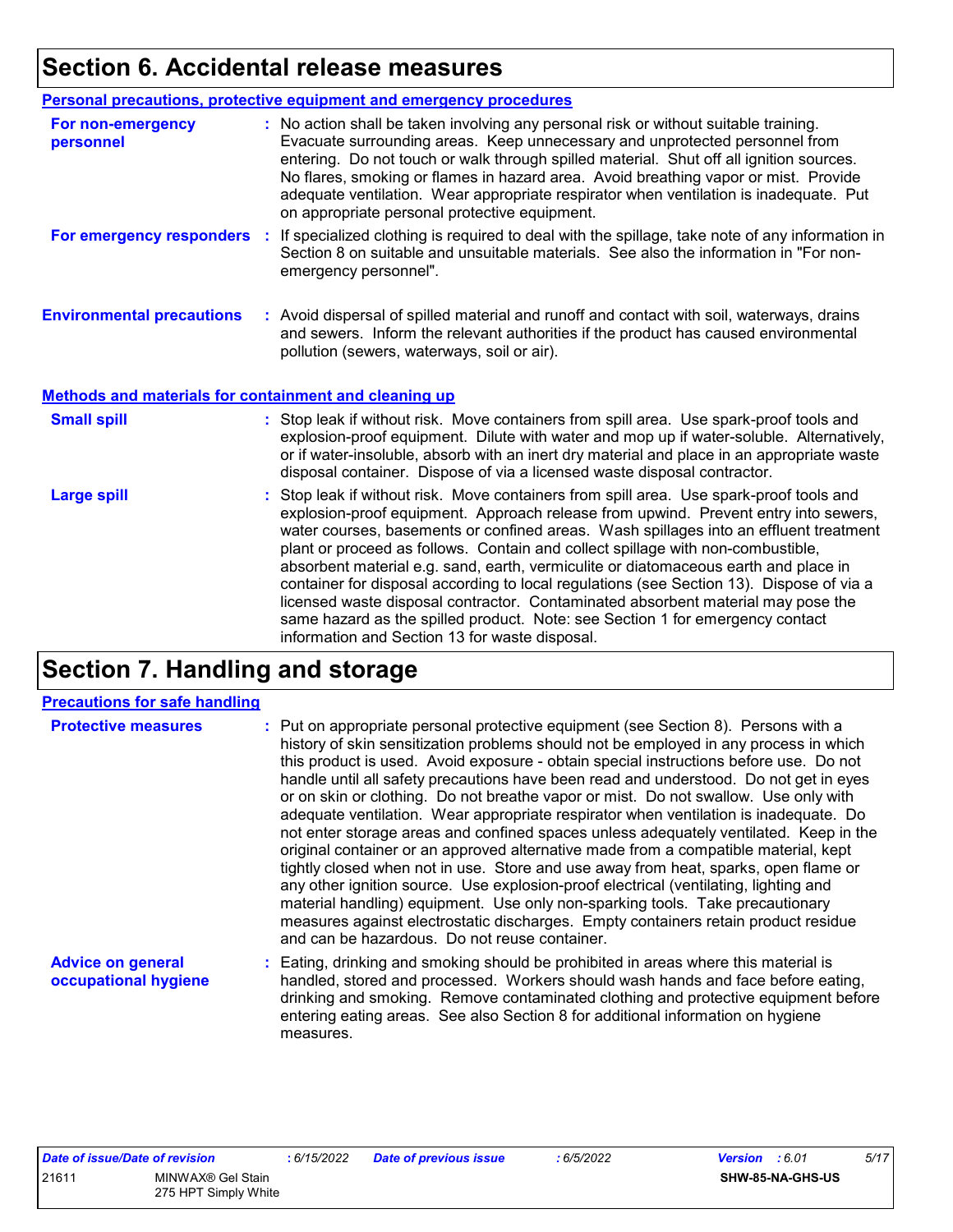# Section 6. Accidental release measures

## Personal precautions, protective equipment and emergency procedures

**For non-emergency personnel** : No action shall be taken involving any personal risk or without suitable training. Evacuate surrounding areas. Keep unnecessary and unprotected personnel from entering. Do not touch or walk through spilled material. Shut off all ignition sources. No flares, smoking or flames in hazard area. Avoid breathing vapor or mist. Provide adequate ventilation. Wear appropriate respirator when ventilation is inadequate. Put on appropriate personal protective equipment.

**For emergency responders** : If specialized clothing is required to deal with the spillage, take note of any information in Section 8 on suitable and unsuitable materials. See also the information in "For non-emergency personnel".

**Environmental precautions** : Avoid dispersal of spilled material and runoff and contact with soil, waterways, drains and sewers. Inform the relevant authorities if the product has caused environmental pollution (sewers, waterways, soil or air).

## Methods and materials for containment and cleaning up

**Small spill** : Stop leak if without risk. Move containers from spill area. Use spark-proof tools and explosion-proof equipment. Dilute with water and mop up if water-soluble. Alternatively, or if water-insoluble, absorb with an inert dry material and place in an appropriate waste disposal container. Dispose of via a licensed waste disposal contractor.

**Large spill** : Stop leak if without risk. Move containers from spill area. Use spark-proof tools and explosion-proof equipment. Approach release from upwind. Prevent entry into sewers, water courses, basements or confined areas. Wash spillages into an effluent treatment plant or proceed as follows. Contain and collect spillage with non-combustible, absorbent material e.g. sand, earth, vermiculite or diatomaceous earth and place in container for disposal according to local regulations (see Section 13). Dispose of via a licensed waste disposal contractor. Contaminated absorbent material may pose the same hazard as the spilled product. Note: see Section 1 for emergency contact information and Section 13 for waste disposal.

# Section 7. Handling and storage

## Precautions for safe handling

**Protective measures** : Put on appropriate personal protective equipment (see Section 8). Persons with a history of skin sensitization problems should not be employed in any process in which this product is used. Avoid exposure - obtain special instructions before use. Do not handle until all safety precautions have been read and understood. Do not get in eyes or on skin or clothing. Do not breathe vapor or mist. Do not swallow. Use only with adequate ventilation. Wear appropriate respirator when ventilation is inadequate. Do not enter storage areas and confined spaces unless adequately ventilated. Keep in the original container or an approved alternative made from a compatible material, kept tightly closed when not in use. Store and use away from heat, sparks, open flame or any other ignition source. Use explosion-proof electrical (ventilating, lighting and material handling) equipment. Use only non-sparking tools. Take precautionary measures against electrostatic discharges. Empty containers retain product residue and can be hazardous. Do not reuse container.

**Advice on general occupational hygiene** : Eating, drinking and smoking should be prohibited in areas where this material is handled, stored and processed. Workers should wash hands and face before eating, drinking and smoking. Remove contaminated clothing and protective equipment before entering eating areas. See also Section 8 for additional information on hygiene measures.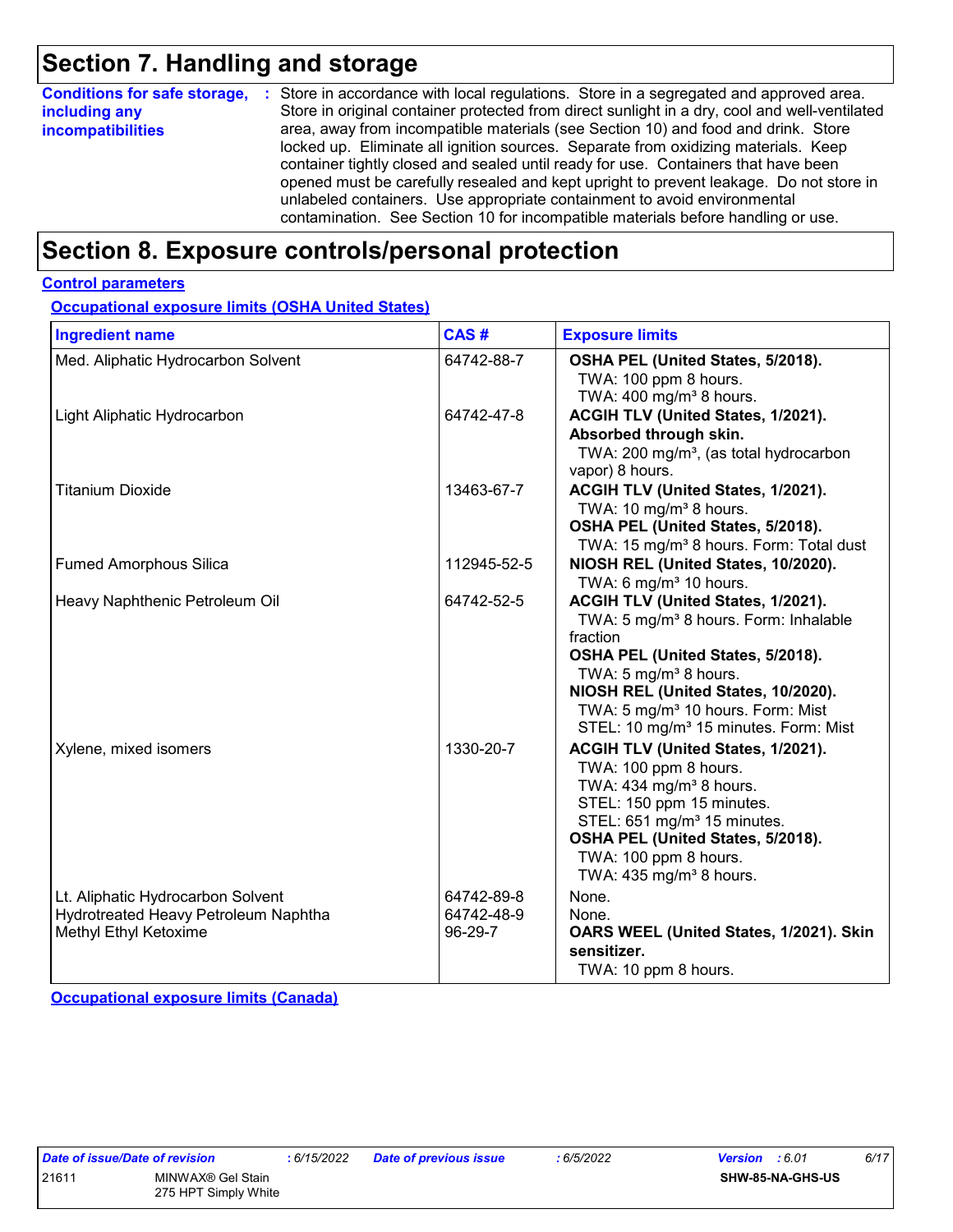# Section 7. Handling and storage

**Conditions for safe storage, including any incompatibilities** : Store in accordance with local regulations. Store in a segregated and approved area. Store in original container protected from direct sunlight in a dry, cool and well-ventilated area, away from incompatible materials (see Section 10) and food and drink. Store locked up. Eliminate all ignition sources. Separate from oxidizing materials. Keep container tightly closed and sealed until ready for use. Containers that have been opened must be carefully resealed and kept upright to prevent leakage. Do not store in unlabeled containers. Use appropriate containment to avoid environmental contamination. See Section 10 for incompatible materials before handling or use.

# Section 8. Exposure controls/personal protection

## Control parameters

### Occupational exposure limits (OSHA United States)

| Ingredient name | CAS # | Exposure limits |
|---|---|---|
| Med. Aliphatic Hydrocarbon Solvent | 64742-88-7 | **OSHA PEL (United States, 5/2018).**<br>TWA: 100 ppm 8 hours.<br>TWA: 400 mg/m³ 8 hours. |
| Light Aliphatic Hydrocarbon | 64742-47-8 | **ACGIH TLV (United States, 1/2021). Absorbed through skin.**<br>TWA: 200 mg/m³, (as total hydrocarbon vapor) 8 hours. |
| Titanium Dioxide | 13463-67-7 | **ACGIH TLV (United States, 1/2021).**<br>TWA: 10 mg/m³ 8 hours.<br>**OSHA PEL (United States, 5/2018).**<br>TWA: 15 mg/m³ 8 hours. Form: Total dust |
| Fumed Amorphous Silica | 112945-52-5 | **NIOSH REL (United States, 10/2020).**<br>TWA: 6 mg/m³ 10 hours. |
| Heavy Naphthenic Petroleum Oil | 64742-52-5 | **ACGIH TLV (United States, 1/2021).**<br>TWA: 5 mg/m³ 8 hours. Form: Inhalable fraction<br>**OSHA PEL (United States, 5/2018).**<br>TWA: 5 mg/m³ 8 hours.<br>**NIOSH REL (United States, 10/2020).**<br>TWA: 5 mg/m³ 10 hours. Form: Mist<br>STEL: 10 mg/m³ 15 minutes. Form: Mist |
| Xylene, mixed isomers | 1330-20-7 | **ACGIH TLV (United States, 1/2021).**<br>TWA: 100 ppm 8 hours.<br>TWA: 434 mg/m³ 8 hours.<br>STEL: 150 ppm 15 minutes.<br>STEL: 651 mg/m³ 15 minutes.<br>**OSHA PEL (United States, 5/2018).**<br>TWA: 100 ppm 8 hours.<br>TWA: 435 mg/m³ 8 hours. |
| Lt. Aliphatic Hydrocarbon Solvent | 64742-89-8 | None. |
| Hydrotreated Heavy Petroleum Naphtha | 64742-48-9 | None. |
| Methyl Ethyl Ketoxime | 96-29-7 | **OARS WEEL (United States, 1/2021). Skin sensitizer.**<br>TWA: 10 ppm 8 hours. |

### Occupational exposure limits (Canada)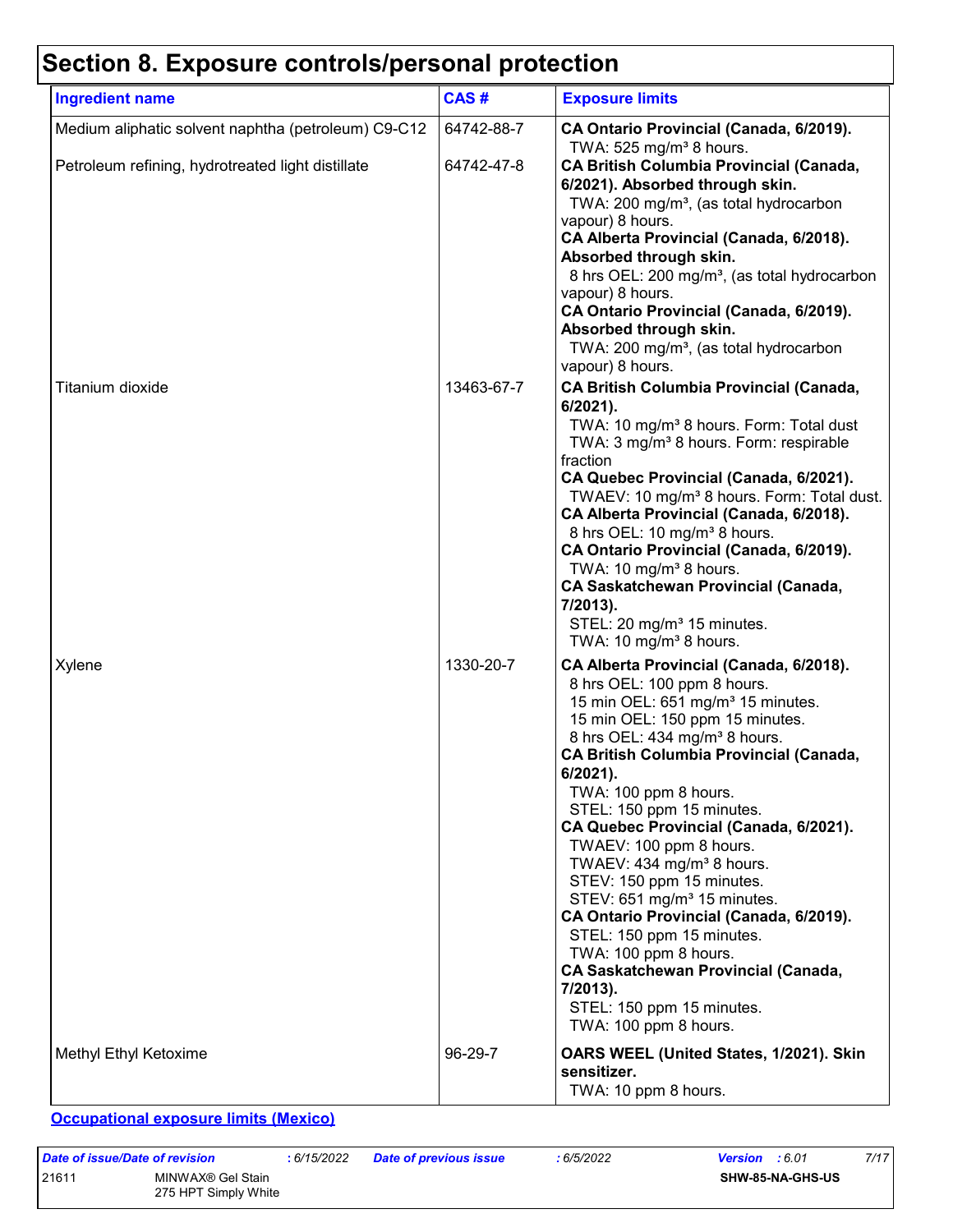# Section 8. Exposure controls/personal protection

| Ingredient name | CAS # | Exposure limits |
|---|---|---|
| Medium aliphatic solvent naphtha (petroleum) C9-C12 | 64742-88-7 | **CA Ontario Provincial (Canada, 6/2019).**<br>TWA: 525 mg/m³ 8 hours. |
| Petroleum refining, hydrotreated light distillate | 64742-47-8 | **CA British Columbia Provincial (Canada, 6/2021). Absorbed through skin.**<br>TWA: 200 mg/m³, (as total hydrocarbon vapour) 8 hours.<br>**CA Alberta Provincial (Canada, 6/2018). Absorbed through skin.**<br>8 hrs OEL: 200 mg/m³, (as total hydrocarbon vapour) 8 hours.<br>**CA Ontario Provincial (Canada, 6/2019). Absorbed through skin.**<br>TWA: 200 mg/m³, (as total hydrocarbon vapour) 8 hours. |
| Titanium dioxide | 13463-67-7 | **CA British Columbia Provincial (Canada, 6/2021).**<br>TWA: 10 mg/m³ 8 hours. Form: Total dust<br>TWA: 3 mg/m³ 8 hours. Form: respirable fraction<br>**CA Quebec Provincial (Canada, 6/2021).**<br>TWAEV: 10 mg/m³ 8 hours. Form: Total dust.<br>**CA Alberta Provincial (Canada, 6/2018).**<br>8 hrs OEL: 10 mg/m³ 8 hours.<br>**CA Ontario Provincial (Canada, 6/2019).**<br>TWA: 10 mg/m³ 8 hours.<br>**CA Saskatchewan Provincial (Canada, 7/2013).**<br>STEL: 20 mg/m³ 15 minutes.<br>TWA: 10 mg/m³ 8 hours. |
| Xylene | 1330-20-7 | **CA Alberta Provincial (Canada, 6/2018).**<br>8 hrs OEL: 100 ppm 8 hours.<br>15 min OEL: 651 mg/m³ 15 minutes.<br>15 min OEL: 150 ppm 15 minutes.<br>8 hrs OEL: 434 mg/m³ 8 hours.<br>**CA British Columbia Provincial (Canada, 6/2021).**<br>TWA: 100 ppm 8 hours.<br>STEL: 150 ppm 15 minutes.<br>**CA Quebec Provincial (Canada, 6/2021).**<br>TWAEV: 100 ppm 8 hours.<br>TWAEV: 434 mg/m³ 8 hours.<br>STEV: 150 ppm 15 minutes.<br>STEV: 651 mg/m³ 15 minutes.<br>**CA Ontario Provincial (Canada, 6/2019).**<br>STEL: 150 ppm 15 minutes.<br>TWA: 100 ppm 8 hours.<br>**CA Saskatchewan Provincial (Canada, 7/2013).**<br>STEL: 150 ppm 15 minutes.<br>TWA: 100 ppm 8 hours. |
| Methyl Ethyl Ketoxime | 96-29-7 | **OARS WEEL (United States, 1/2021). Skin sensitizer.**<br>TWA: 10 ppm 8 hours. |

**Occupational exposure limits (Mexico)**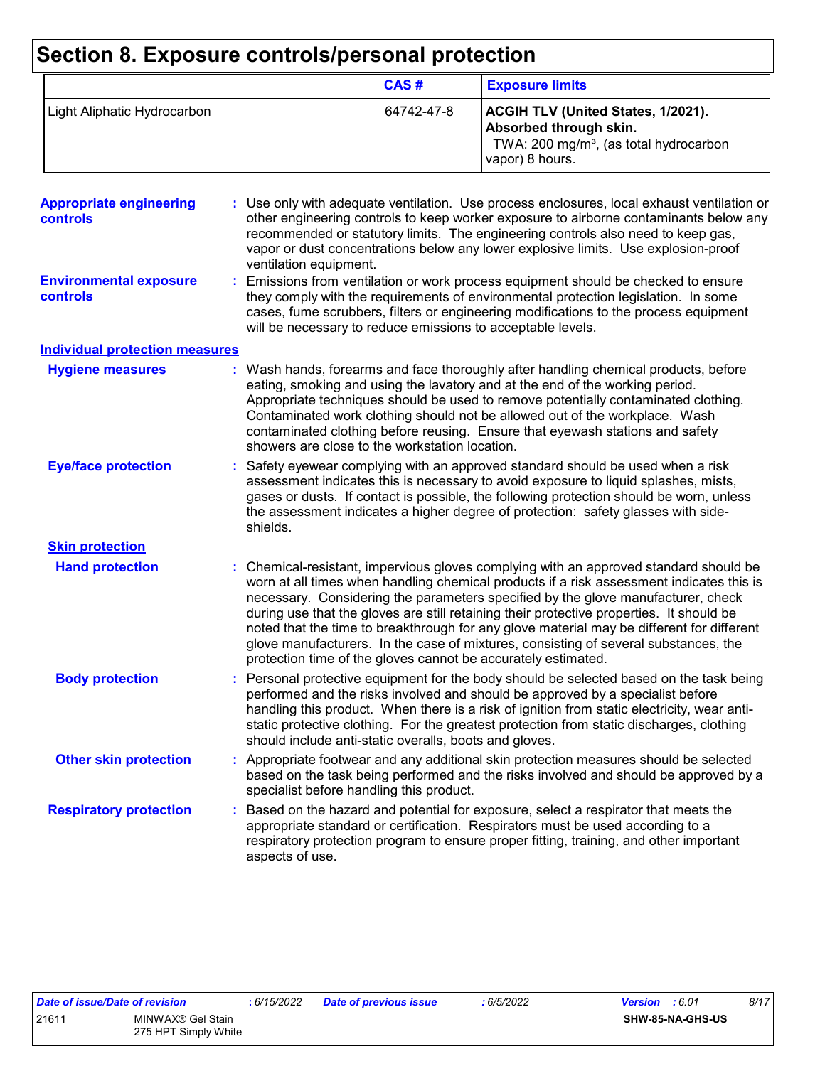# Section 8. Exposure controls/personal protection

| | CAS # | Exposure limits |
|---|---|---|
| Light Aliphatic Hydrocarbon | 64742-47-8 | **ACGIH TLV (United States, 1/2021). Absorbed through skin.** TWA: 200 mg/m³, (as total hydrocarbon vapor) 8 hours. |

**Appropriate engineering controls** : Use only with adequate ventilation. Use process enclosures, local exhaust ventilation or other engineering controls to keep worker exposure to airborne contaminants below any recommended or statutory limits. The engineering controls also need to keep gas, vapor or dust concentrations below any lower explosive limits. Use explosion-proof ventilation equipment.

**Environmental exposure controls** : Emissions from ventilation or work process equipment should be checked to ensure they comply with the requirements of environmental protection legislation. In some cases, fume scrubbers, filters or engineering modifications to the process equipment will be necessary to reduce emissions to acceptable levels.

## Individual protection measures

**Hygiene measures** : Wash hands, forearms and face thoroughly after handling chemical products, before eating, smoking and using the lavatory and at the end of the working period. Appropriate techniques should be used to remove potentially contaminated clothing. Contaminated work clothing should not be allowed out of the workplace. Wash contaminated clothing before reusing. Ensure that eyewash stations and safety showers are close to the workstation location.

**Eye/face protection** : Safety eyewear complying with an approved standard should be used when a risk assessment indicates this is necessary to avoid exposure to liquid splashes, mists, gases or dusts. If contact is possible, the following protection should be worn, unless the assessment indicates a higher degree of protection: safety glasses with side-shields.

### Skin protection

**Hand protection** : Chemical-resistant, impervious gloves complying with an approved standard should be worn at all times when handling chemical products if a risk assessment indicates this is necessary. Considering the parameters specified by the glove manufacturer, check during use that the gloves are still retaining their protective properties. It should be noted that the time to breakthrough for any glove material may be different for different glove manufacturers. In the case of mixtures, consisting of several substances, the protection time of the gloves cannot be accurately estimated.

**Body protection** : Personal protective equipment for the body should be selected based on the task being performed and the risks involved and should be approved by a specialist before handling this product. When there is a risk of ignition from static electricity, wear anti-static protective clothing. For the greatest protection from static discharges, clothing should include anti-static overalls, boots and gloves.

**Other skin protection** : Appropriate footwear and any additional skin protection measures should be selected based on the task being performed and the risks involved and should be approved by a specialist before handling this product.

**Respiratory protection** : Based on the hazard and potential for exposure, select a respirator that meets the appropriate standard or certification. Respirators must be used according to a respiratory protection program to ensure proper fitting, training, and other important aspects of use.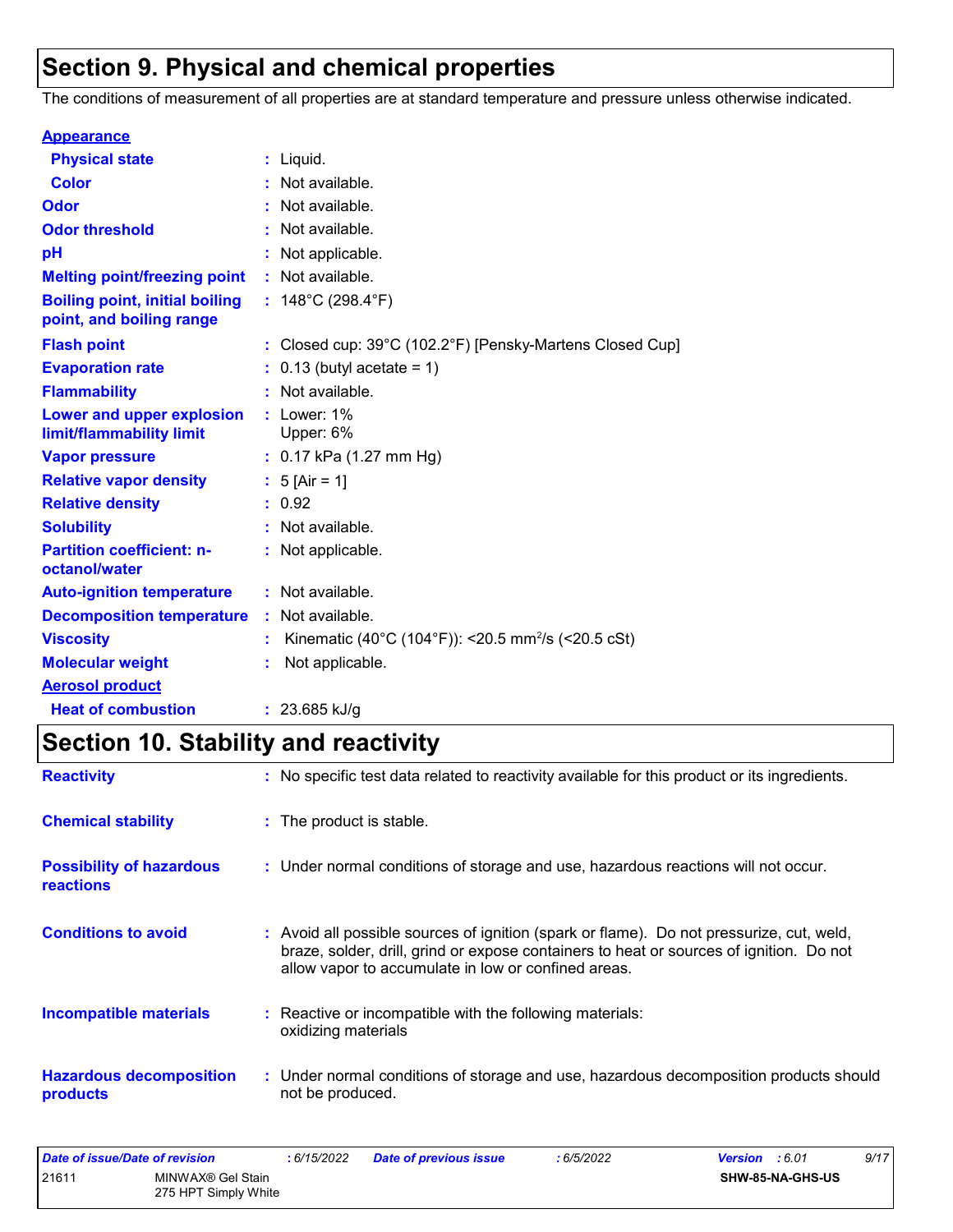# Section 9. Physical and chemical properties

The conditions of measurement of all properties are at standard temperature and pressure unless otherwise indicated.

| Property | | Value |
|---|---|---|
| **Appearance** | | |
| **Physical state** | : | Liquid. |
| **Color** | : | Not available. |
| **Odor** | : | Not available. |
| **Odor threshold** | : | Not available. |
| **pH** | : | Not applicable. |
| **Melting point/freezing point** | : | Not available. |
| **Boiling point, initial boiling point, and boiling range** | : | 148°C (298.4°F) |
| **Flash point** | : | Closed cup: 39°C (102.2°F) [Pensky-Martens Closed Cup] |
| **Evaporation rate** | : | 0.13 (butyl acetate = 1) |
| **Flammability** | : | Not available. |
| **Lower and upper explosion limit/flammability limit** | : | Lower: 1%<br>Upper: 6% |
| **Vapor pressure** | : | 0.17 kPa (1.27 mm Hg) |
| **Relative vapor density** | : | 5 [Air = 1] |
| **Relative density** | : | 0.92 |
| **Solubility** | : | Not available. |
| **Partition coefficient: n-octanol/water** | : | Not applicable. |
| **Auto-ignition temperature** | : | Not available. |
| **Decomposition temperature** | : | Not available. |
| **Viscosity** | : | Kinematic (40°C (104°F)): <20.5 $mm^2/s$ (<20.5 cSt) |
| **Molecular weight** | : | Not applicable. |
| **Aerosol product** | | |
| **Heat of combustion** | : | 23.685 kJ/g |

# Section 10. Stability and reactivity

| | | |
|---|---|---|
| **Reactivity** | : | No specific test data related to reactivity available for this product or its ingredients. |
| **Chemical stability** | : | The product is stable. |
| **Possibility of hazardous reactions** | : | Under normal conditions of storage and use, hazardous reactions will not occur. |
| **Conditions to avoid** | : | Avoid all possible sources of ignition (spark or flame). Do not pressurize, cut, weld, braze, solder, drill, grind or expose containers to heat or sources of ignition. Do not allow vapor to accumulate in low or confined areas. |
| **Incompatible materials** | : | Reactive or incompatible with the following materials:<br>oxidizing materials |
| **Hazardous decomposition products** | : | Under normal conditions of storage and use, hazardous decomposition products should not be produced. |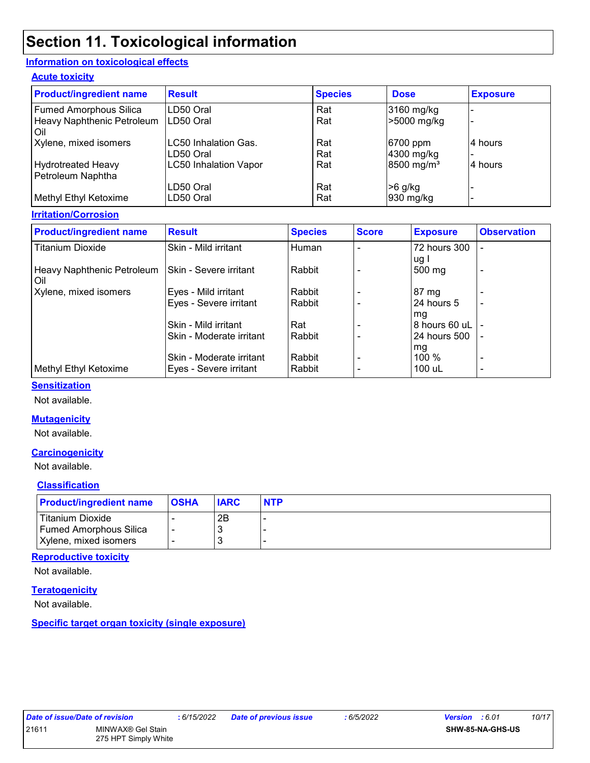# Section 11. Toxicological information

## Information on toxicological effects

### Acute toxicity

| Product/ingredient name | Result | Species | Dose | Exposure |
|---|---|---|---|---|
| Fumed Amorphous Silica | LD50 Oral | Rat | 3160 mg/kg | - |
| Heavy Naphthenic Petroleum Oil | LD50 Oral | Rat | >5000 mg/kg | - |
| Xylene, mixed isomers | LC50 Inhalation Gas. | Rat | 6700 ppm | 4 hours |
| | LD50 Oral | Rat | 4300 mg/kg | - |
| Hydrotreated Heavy Petroleum Naphtha | LC50 Inhalation Vapor | Rat | 8500 mg/m³ | 4 hours |
| | LD50 Oral | Rat | >6 g/kg | - |
| Methyl Ethyl Ketoxime | LD50 Oral | Rat | 930 mg/kg | - |

### Irritation/Corrosion

| Product/ingredient name | Result | Species | Score | Exposure | Observation |
|---|---|---|---|---|---|
| Titanium Dioxide | Skin - Mild irritant | Human | - | 72 hours 300 ug I | - |
| Heavy Naphthenic Petroleum Oil | Skin - Severe irritant | Rabbit | - | 500 mg | - |
| Xylene, mixed isomers | Eyes - Mild irritant | Rabbit | - | 87 mg | - |
| | Eyes - Severe irritant | Rabbit | - | 24 hours 5 mg | - |
| | Skin - Mild irritant | Rat | - | 8 hours 60 uL | - |
| | Skin - Moderate irritant | Rabbit | - | 24 hours 500 mg | - |
| | Skin - Moderate irritant | Rabbit | - | 100 % | - |
| Methyl Ethyl Ketoxime | Eyes - Severe irritant | Rabbit | - | 100 uL | - |

### Sensitization

Not available.

### Mutagenicity

Not available.

### Carcinogenicity

Not available.

### Classification

| Product/ingredient name | OSHA | IARC | NTP |
|---|---|---|---|
| Titanium Dioxide | - | 2B | - |
| Fumed Amorphous Silica | - | 3 | - |
| Xylene, mixed isomers | - | 3 | - |

### Reproductive toxicity

Not available.

### Teratogenicity

Not available.

### Specific target organ toxicity (single exposure)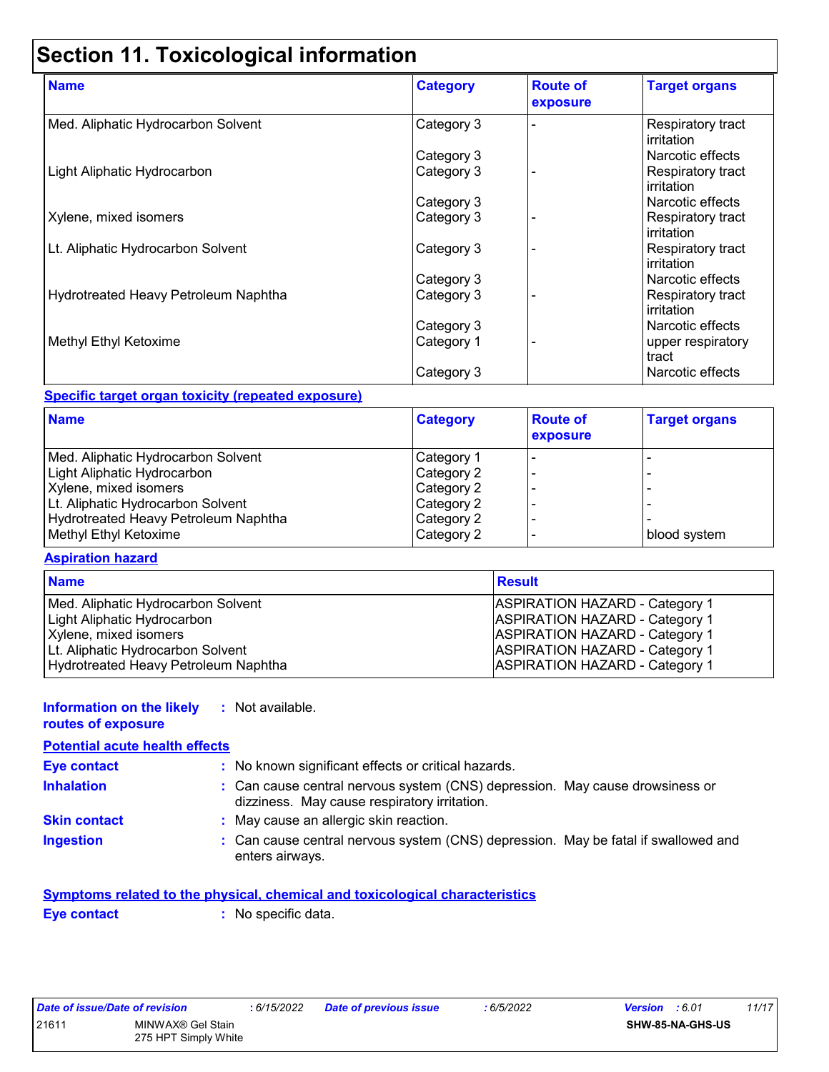# Section 11. Toxicological information

| Name | Category | Route of exposure | Target organs |
|---|---|---|---|
| Med. Aliphatic Hydrocarbon Solvent | Category 3 | - | Respiratory tract irritation |
| | Category 3 | | Narcotic effects |
| Light Aliphatic Hydrocarbon | Category 3 | - | Respiratory tract irritation |
| | Category 3 | | Narcotic effects |
| Xylene, mixed isomers | Category 3 | - | Respiratory tract irritation |
| Lt. Aliphatic Hydrocarbon Solvent | Category 3 | - | Respiratory tract irritation |
| | Category 3 | | Narcotic effects |
| Hydrotreated Heavy Petroleum Naphtha | Category 3 | - | Respiratory tract irritation |
| | Category 3 | | Narcotic effects |
| Methyl Ethyl Ketoxime | Category 1 | - | upper respiratory tract |
| | Category 3 | | Narcotic effects |

**Specific target organ toxicity (repeated exposure)**

| Name | Category | Route of exposure | Target organs |
|---|---|---|---|
| Med. Aliphatic Hydrocarbon Solvent | Category 1 | - | - |
| Light Aliphatic Hydrocarbon | Category 2 | - | - |
| Xylene, mixed isomers | Category 2 | - | - |
| Lt. Aliphatic Hydrocarbon Solvent | Category 2 | - | - |
| Hydrotreated Heavy Petroleum Naphtha | Category 2 | - | - |
| Methyl Ethyl Ketoxime | Category 2 | - | blood system |

**Aspiration hazard**

| Name | Result |
|---|---|
| Med. Aliphatic Hydrocarbon Solvent | ASPIRATION HAZARD - Category 1 |
| Light Aliphatic Hydrocarbon | ASPIRATION HAZARD - Category 1 |
| Xylene, mixed isomers | ASPIRATION HAZARD - Category 1 |
| Lt. Aliphatic Hydrocarbon Solvent | ASPIRATION HAZARD - Category 1 |
| Hydrotreated Heavy Petroleum Naphtha | ASPIRATION HAZARD - Category 1 |

**Information on the likely routes of exposure** : Not available.

**Potential acute health effects**

**Eye contact** : No known significant effects or critical hazards.

**Inhalation** : Can cause central nervous system (CNS) depression. May cause drowsiness or dizziness. May cause respiratory irritation.

**Skin contact** : May cause an allergic skin reaction.

**Ingestion** : Can cause central nervous system (CNS) depression. May be fatal if swallowed and enters airways.

**Symptoms related to the physical, chemical and toxicological characteristics**

**Eye contact** : No specific data.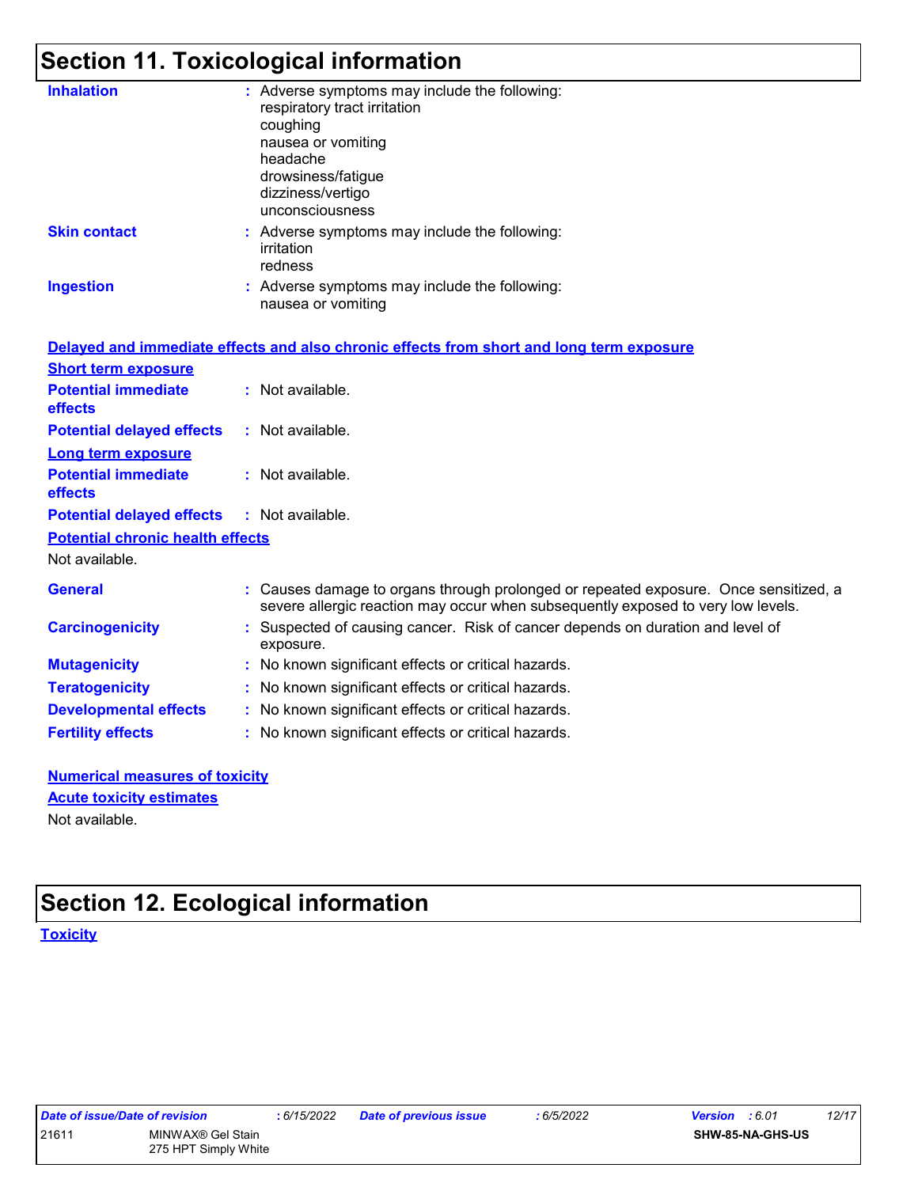# Section 11. Toxicological information

**Inhalation** : Adverse symptoms may include the following:
respiratory tract irritation
coughing
nausea or vomiting
headache
drowsiness/fatigue
dizziness/vertigo
unconsciousness

**Skin contact** : Adverse symptoms may include the following:
irritation
redness

**Ingestion** : Adverse symptoms may include the following:
nausea or vomiting

**Delayed and immediate effects and also chronic effects from short and long term exposure**

**Short term exposure**

**Potential immediate effects** : Not available.

**Potential delayed effects** : Not available.

**Long term exposure**

**Potential immediate effects** : Not available.

**Potential delayed effects** : Not available.

**Potential chronic health effects**

Not available.

**General** : Causes damage to organs through prolonged or repeated exposure. Once sensitized, a severe allergic reaction may occur when subsequently exposed to very low levels.

**Carcinogenicity** : Suspected of causing cancer. Risk of cancer depends on duration and level of exposure.

**Mutagenicity** : No known significant effects or critical hazards.

**Teratogenicity** : No known significant effects or critical hazards.

**Developmental effects** : No known significant effects or critical hazards.

**Fertility effects** : No known significant effects or critical hazards.

**Numerical measures of toxicity**

**Acute toxicity estimates**

Not available.

# Section 12. Ecological information

**Toxicity**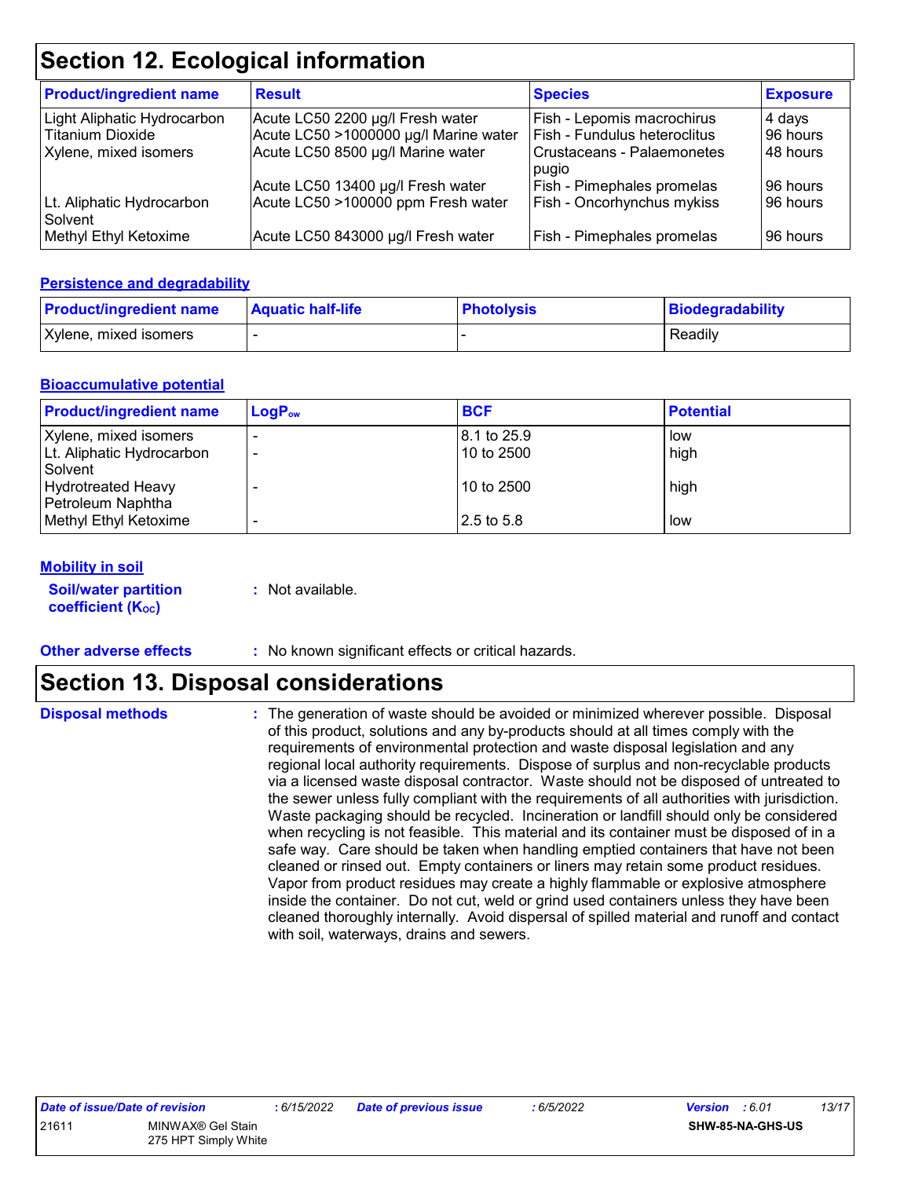# Section 12. Ecological information

| Product/ingredient name | Result | Species | Exposure |
|---|---|---|---|
| Light Aliphatic Hydrocarbon | Acute LC50 2200 µg/l Fresh water | Fish - Lepomis macrochirus | 4 days |
| Titanium Dioxide | Acute LC50 >1000000 µg/l Marine water | Fish - Fundulus heteroclitus | 96 hours |
| Xylene, mixed isomers | Acute LC50 8500 µg/l Marine water | Crustaceans - Palaemonetes pugio | 48 hours |
| | Acute LC50 13400 µg/l Fresh water | Fish - Pimephales promelas | 96 hours |
| Lt. Aliphatic Hydrocarbon Solvent | Acute LC50 >100000 ppm Fresh water | Fish - Oncorhynchus mykiss | 96 hours |
| Methyl Ethyl Ketoxime | Acute LC50 843000 µg/l Fresh water | Fish - Pimephales promelas | 96 hours |

### Persistence and degradability

| Product/ingredient name | Aquatic half-life | Photolysis | Biodegradability |
|---|---|---|---|
| Xylene, mixed isomers | - | - | Readily |

### Bioaccumulative potential

| Product/ingredient name | $LogP_{ow}$ | BCF | Potential |
|---|---|---|---|
| Xylene, mixed isomers | - | 8.1 to 25.9 | low |
| Lt. Aliphatic Hydrocarbon Solvent | - | 10 to 2500 | high |
| Hydrotreated Heavy Petroleum Naphtha | - | 10 to 2500 | high |
| Methyl Ethyl Ketoxime | - | 2.5 to 5.8 | low |

### Mobility in soil

**Soil/water partition coefficient ($K_{OC}$)** : Not available.

**Other adverse effects** : No known significant effects or critical hazards.

# Section 13. Disposal considerations

**Disposal methods** : The generation of waste should be avoided or minimized wherever possible. Disposal of this product, solutions and any by-products should at all times comply with the requirements of environmental protection and waste disposal legislation and any regional local authority requirements. Dispose of surplus and non-recyclable products via a licensed waste disposal contractor. Waste should not be disposed of untreated to the sewer unless fully compliant with the requirements of all authorities with jurisdiction. Waste packaging should be recycled. Incineration or landfill should only be considered when recycling is not feasible. This material and its container must be disposed of in a safe way. Care should be taken when handling emptied containers that have not been cleaned or rinsed out. Empty containers or liners may retain some product residues. Vapor from product residues may create a highly flammable or explosive atmosphere inside the container. Do not cut, weld or grind used containers unless they have been cleaned thoroughly internally. Avoid dispersal of spilled material and runoff and contact with soil, waterways, drains and sewers.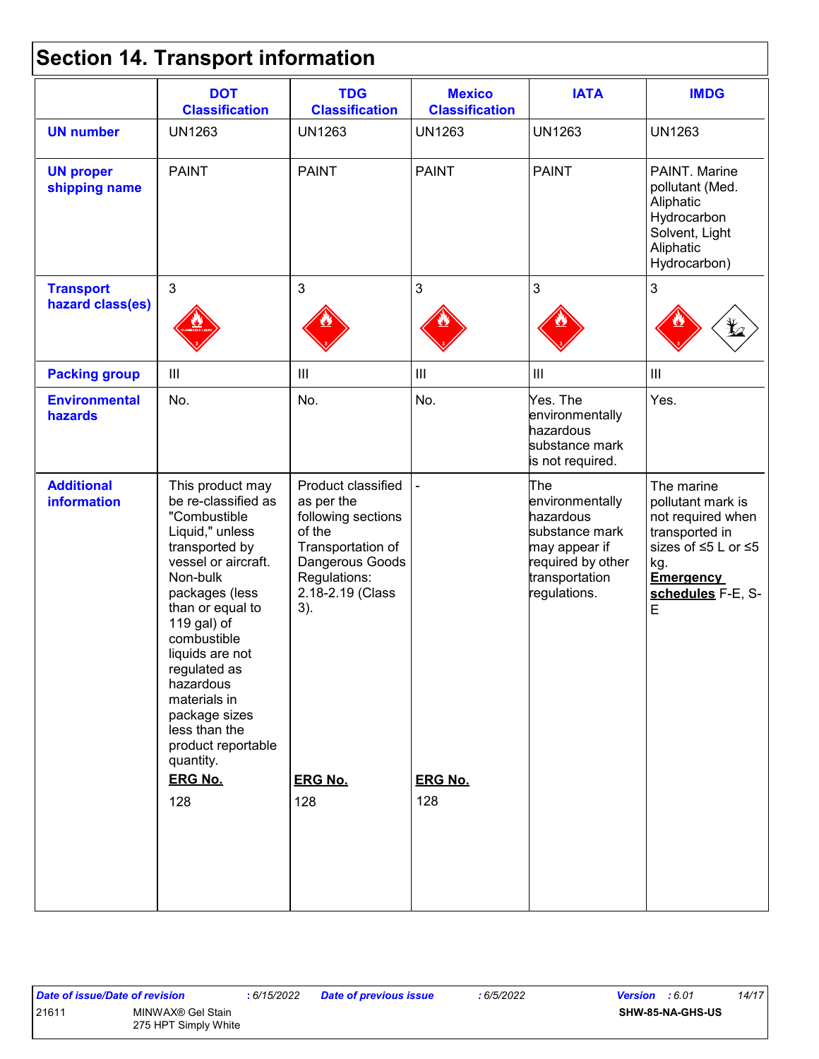## Section 14. Transport information

| | DOT Classification | TDG Classification | Mexico Classification | IATA | IMDG |
|---|---|---|---|---|---|
| **UN number** | UN1263 | UN1263 | UN1263 | UN1263 | UN1263 |
| **UN proper shipping name** | PAINT | PAINT | PAINT | PAINT | PAINT. Marine pollutant (Med. Aliphatic Hydrocarbon Solvent, Light Aliphatic Hydrocarbon) |
| **Transport hazard class(es)** | 3 | 3 | 3 | 3 | 3 |
| **Packing group** | III | III | III | III | III |
| **Environmental hazards** | No. | No. | No. | Yes. The environmentally hazardous substance mark is not required. | Yes. |
| **Additional information** | This product may be re-classified as "Combustible Liquid," unless transported by vessel or aircraft. Non-bulk packages (less than or equal to 119 gal) of combustible liquids are not regulated as hazardous materials in package sizes less than the product reportable quantity. **ERG No.** 128 | Product classified as per the following sections of the Transportation of Dangerous Goods Regulations: 2.18-2.19 (Class 3). **ERG No.** 128 | - **ERG No.** 128 | The environmentally hazardous substance mark may appear if required by other transportation regulations. | The marine pollutant mark is not required when transported in sizes of ≤5 L or ≤5 kg. **Emergency schedules** F-E, S-E |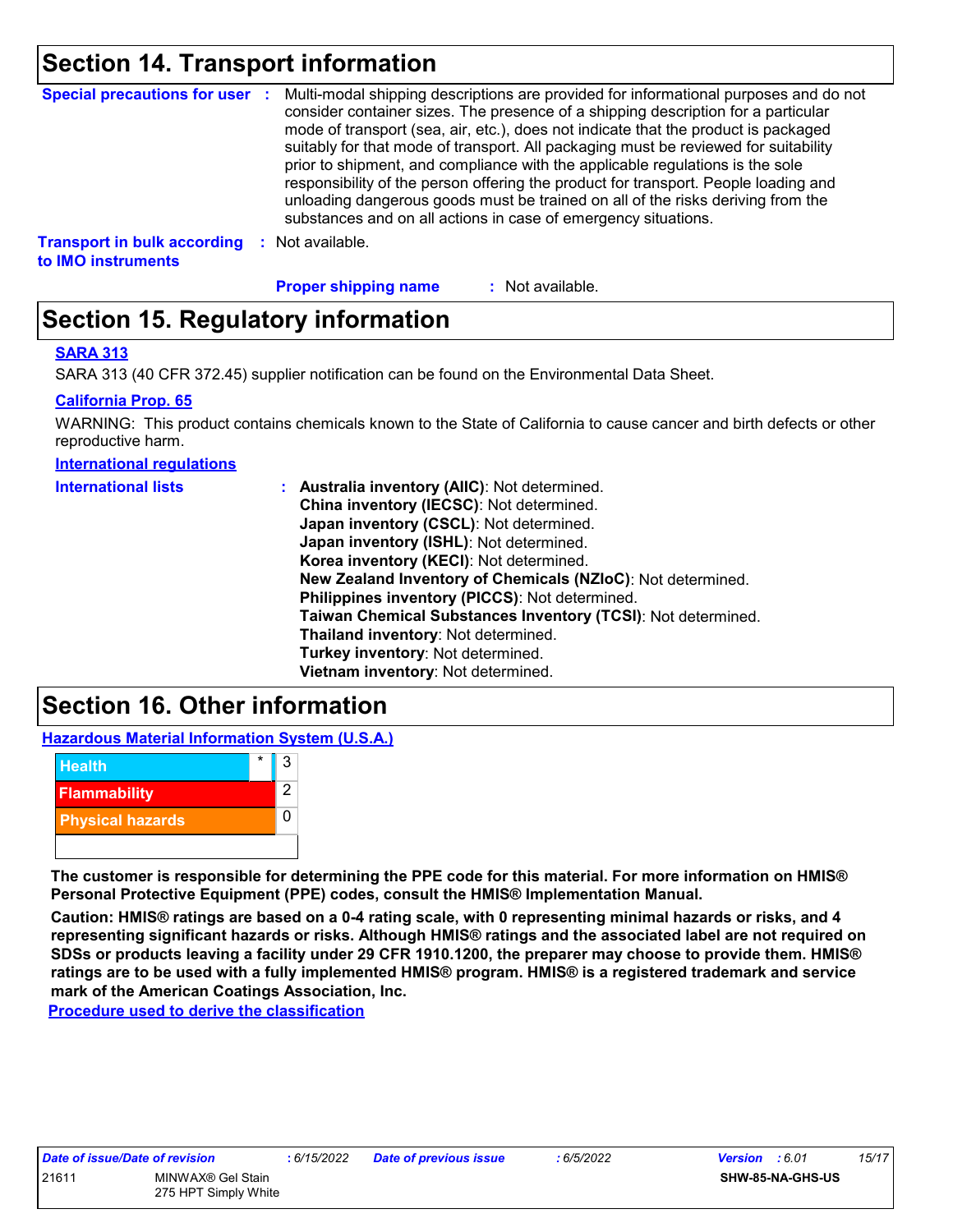## Section 14. Transport information

**Special precautions for user** : Multi-modal shipping descriptions are provided for informational purposes and do not consider container sizes. The presence of a shipping description for a particular mode of transport (sea, air, etc.), does not indicate that the product is packaged suitably for that mode of transport. All packaging must be reviewed for suitability prior to shipment, and compliance with the applicable regulations is the sole responsibility of the person offering the product for transport. People loading and unloading dangerous goods must be trained on all of the risks deriving from the substances and on all actions in case of emergency situations.

**Transport in bulk according to IMO instruments** : Not available.

**Proper shipping name** : Not available.

## Section 15. Regulatory information

**SARA 313**

SARA 313 (40 CFR 372.45) supplier notification can be found on the Environmental Data Sheet.

**California Prop. 65**

WARNING: This product contains chemicals known to the State of California to cause cancer and birth defects or other reproductive harm.

**International regulations**

**International lists** :
**Australia inventory (AIIC)**: Not determined.
**China inventory (IECSC)**: Not determined.
**Japan inventory (CSCL)**: Not determined.
**Japan inventory (ISHL)**: Not determined.
**Korea inventory (KECI)**: Not determined.
**New Zealand Inventory of Chemicals (NZIoC)**: Not determined.
**Philippines inventory (PICCS)**: Not determined.
**Taiwan Chemical Substances Inventory (TCSI)**: Not determined.
**Thailand inventory**: Not determined.
**Turkey inventory**: Not determined.
**Vietnam inventory**: Not determined.

## Section 16. Other information

**Hazardous Material Information System (U.S.A.)**

| | | |
|---|---|---|
| Health | * | 3 |
| Flammability | | 2 |
| Physical hazards | | 0 |
| | | |

**The customer is responsible for determining the PPE code for this material. For more information on HMIS® Personal Protective Equipment (PPE) codes, consult the HMIS® Implementation Manual.**

**Caution: HMIS® ratings are based on a 0-4 rating scale, with 0 representing minimal hazards or risks, and 4 representing significant hazards or risks. Although HMIS® ratings and the associated label are not required on SDSs or products leaving a facility under 29 CFR 1910.1200, the preparer may choose to provide them. HMIS® ratings are to be used with a fully implemented HMIS® program. HMIS® is a registered trademark and service mark of the American Coatings Association, Inc.**

**Procedure used to derive the classification**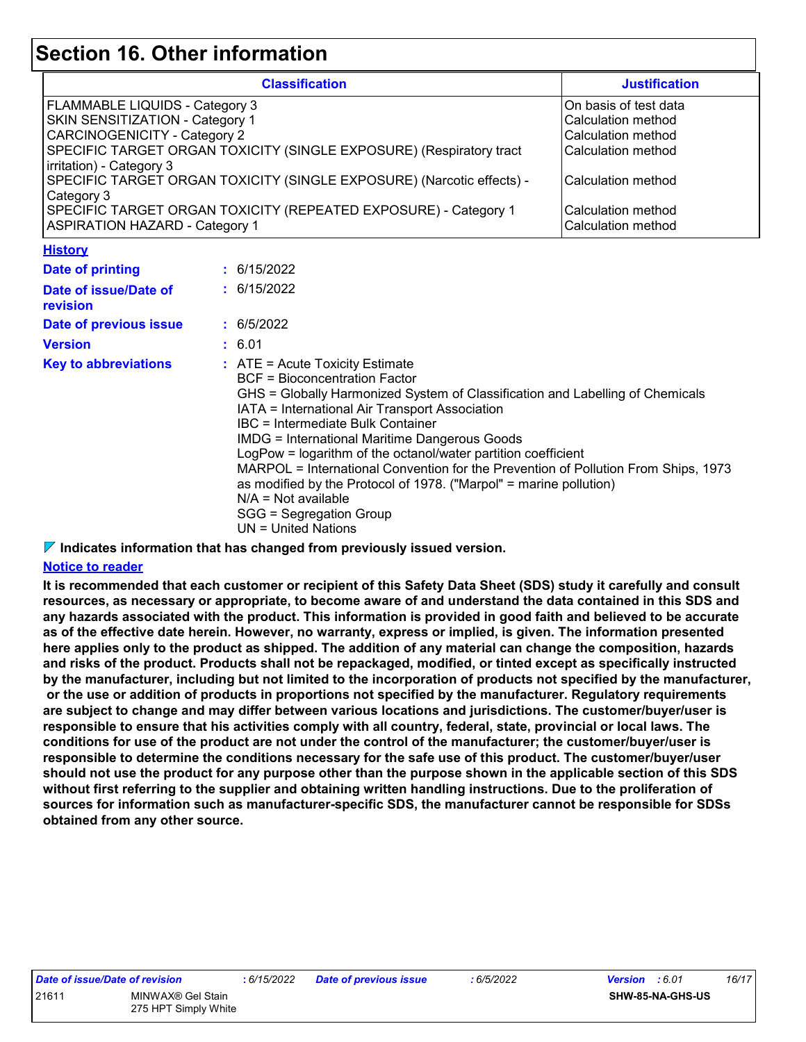# Section 16. Other information

| Classification | Justification |
| --- | --- |
| FLAMMABLE LIQUIDS - Category 3 | On basis of test data |
| SKIN SENSITIZATION - Category 1 | Calculation method |
| CARCINOGENICITY - Category 2 | Calculation method |
| SPECIFIC TARGET ORGAN TOXICITY (SINGLE EXPOSURE) (Respiratory tract irritation) - Category 3 | Calculation method |
| SPECIFIC TARGET ORGAN TOXICITY (SINGLE EXPOSURE) (Narcotic effects) - Category 3 | Calculation method |
| SPECIFIC TARGET ORGAN TOXICITY (REPEATED EXPOSURE) - Category 1 | Calculation method |
| ASPIRATION HAZARD - Category 1 | Calculation method |

**History**

**Date of printing** : 6/15/2022

**Date of issue/Date of revision** : 6/15/2022

**Date of previous issue** : 6/5/2022

**Version** : 6.01

**Key to abbreviations** :
ATE = Acute Toxicity Estimate
BCF = Bioconcentration Factor
GHS = Globally Harmonized System of Classification and Labelling of Chemicals
IATA = International Air Transport Association
IBC = Intermediate Bulk Container
IMDG = International Maritime Dangerous Goods
LogPow = logarithm of the octanol/water partition coefficient
MARPOL = International Convention for the Prevention of Pollution From Ships, 1973 as modified by the Protocol of 1978. ("Marpol" = marine pollution)
N/A = Not available
SGG = Segregation Group
UN = United Nations

**Indicates information that has changed from previously issued version.**

**Notice to reader**

**It is recommended that each customer or recipient of this Safety Data Sheet (SDS) study it carefully and consult resources, as necessary or appropriate, to become aware of and understand the data contained in this SDS and any hazards associated with the product. This information is provided in good faith and believed to be accurate as of the effective date herein. However, no warranty, express or implied, is given. The information presented here applies only to the product as shipped. The addition of any material can change the composition, hazards and risks of the product. Products shall not be repackaged, modified, or tinted except as specifically instructed by the manufacturer, including but not limited to the incorporation of products not specified by the manufacturer, or the use or addition of products in proportions not specified by the manufacturer. Regulatory requirements are subject to change and may differ between various locations and jurisdictions. The customer/buyer/user is responsible to ensure that his activities comply with all country, federal, state, provincial or local laws. The conditions for use of the product are not under the control of the manufacturer; the customer/buyer/user is responsible to determine the conditions necessary for the safe use of this product. The customer/buyer/user should not use the product for any purpose other than the purpose shown in the applicable section of this SDS without first referring to the supplier and obtaining written handling instructions. Due to the proliferation of sources for information such as manufacturer-specific SDS, the manufacturer cannot be responsible for SDSs obtained from any other source.**